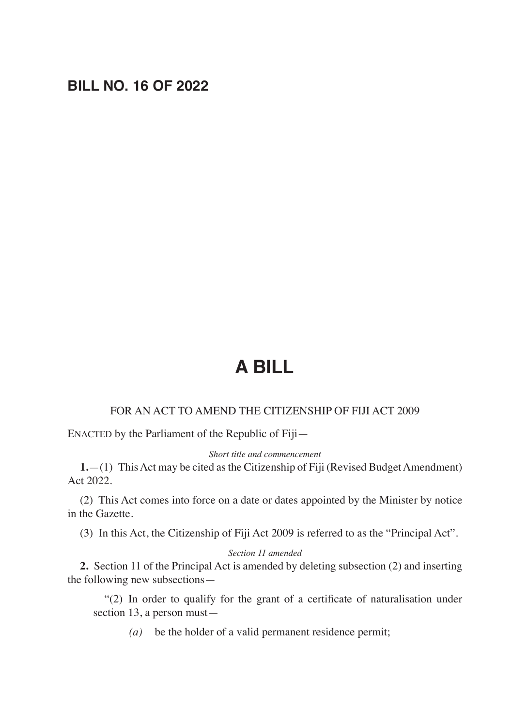**BILL NO. 16 OF 2022**

# A BILL

FOR AN ACT TO AMEND THE CITIZENSHIP OF FIJI ACT 2009

ENACTED by the Parliament of the Republic of Fiji—

*Short title and commencement*

**1.**—(1) This Act may be cited as the Citizenship of Fiji (Revised Budget Amendment) Act 2022.

(2) This Act comes into force on a date or dates appointed by the Minister by notice in the Gazette.

(3) In this Act, the Citizenship of Fiji Act 2009 is referred to as the "Principal Act".

*Section 11 amended*

**2.** Section 11 of the Principal Act is amended by deleting subsection (2) and inserting the following new subsections—

"(2) In order to qualify for the grant of a certificate of naturalisation under section 13, a person must—

*(a)* be the holder of a valid permanent residence permit;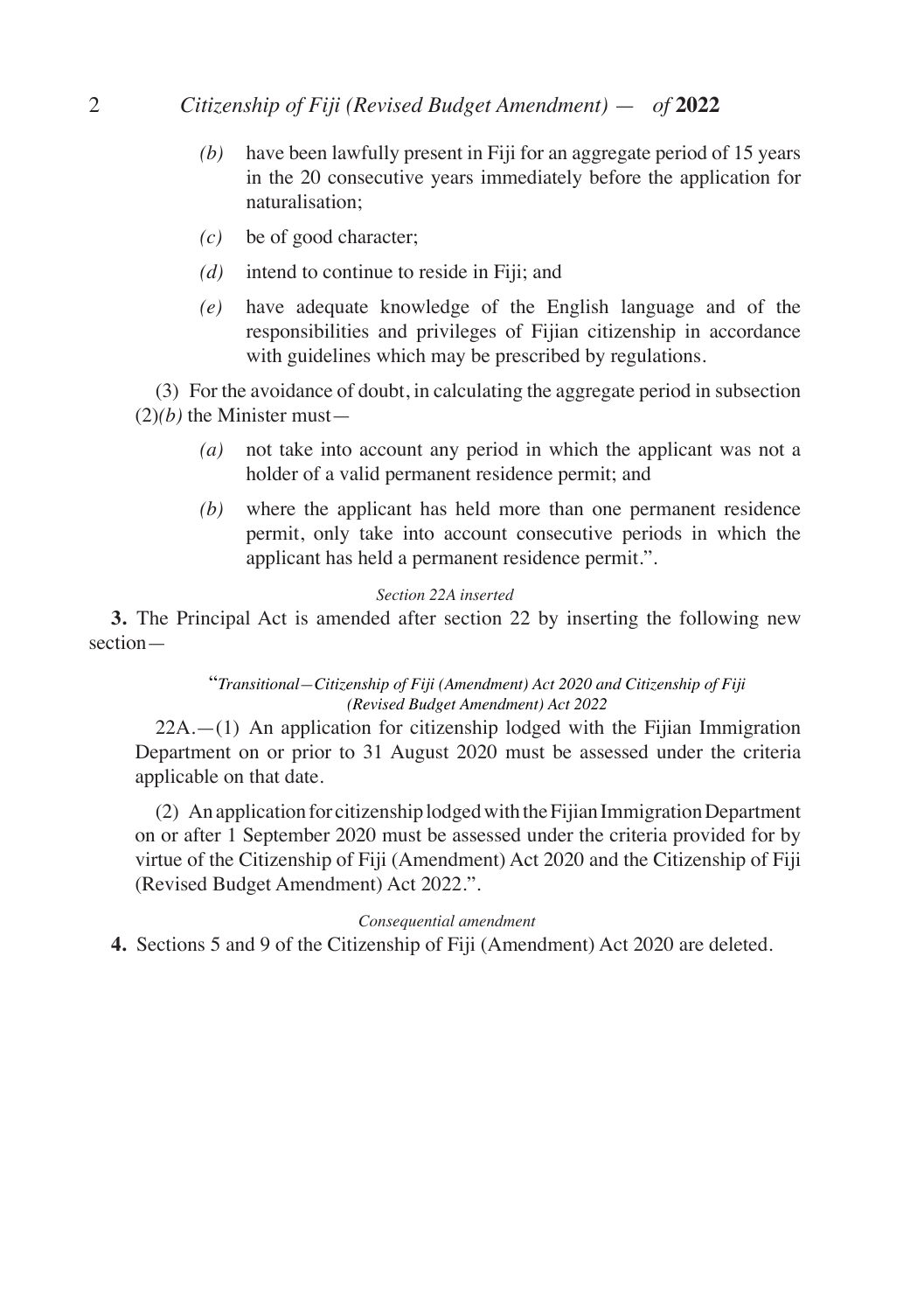*(b)* have been lawfully present in Fiji for an aggregate period of 15 years in the 20 consecutive years immediately before the application for naturalisation;

*(c)* be of good character;

*(d)* intend to continue to reside in Fiji; and

*(e)* have adequate knowledge of the English language and of the responsibilities and privileges of Fijian citizenship in accordance with guidelines which may be prescribed by regulations.

(3) For the avoidance of doubt, in calculating the aggregate period in subsection (2)*(b)* the Minister must—

*(a)* not take into account any period in which the applicant was not a holder of a valid permanent residence permit; and

*(b)* where the applicant has held more than one permanent residence permit, only take into account consecutive periods in which the applicant has held a permanent residence permit.".

*Section 22A inserted*

**3.** The Principal Act is amended after section 22 by inserting the following new section—

"*Transitional—Citizenship of Fiji (Amendment) Act 2020 and Citizenship of Fiji (Revised Budget Amendment) Act 2022*

22A.—(1) An application for citizenship lodged with the Fijian Immigration Department on or prior to 31 August 2020 must be assessed under the criteria applicable on that date.

(2) An application for citizenship lodged with the Fijian Immigration Department on or after 1 September 2020 must be assessed under the criteria provided for by virtue of the Citizenship of Fiji (Amendment) Act 2020 and the Citizenship of Fiji (Revised Budget Amendment) Act 2022.".

*Consequential amendment*

**4.** Sections 5 and 9 of the Citizenship of Fiji (Amendment) Act 2020 are deleted.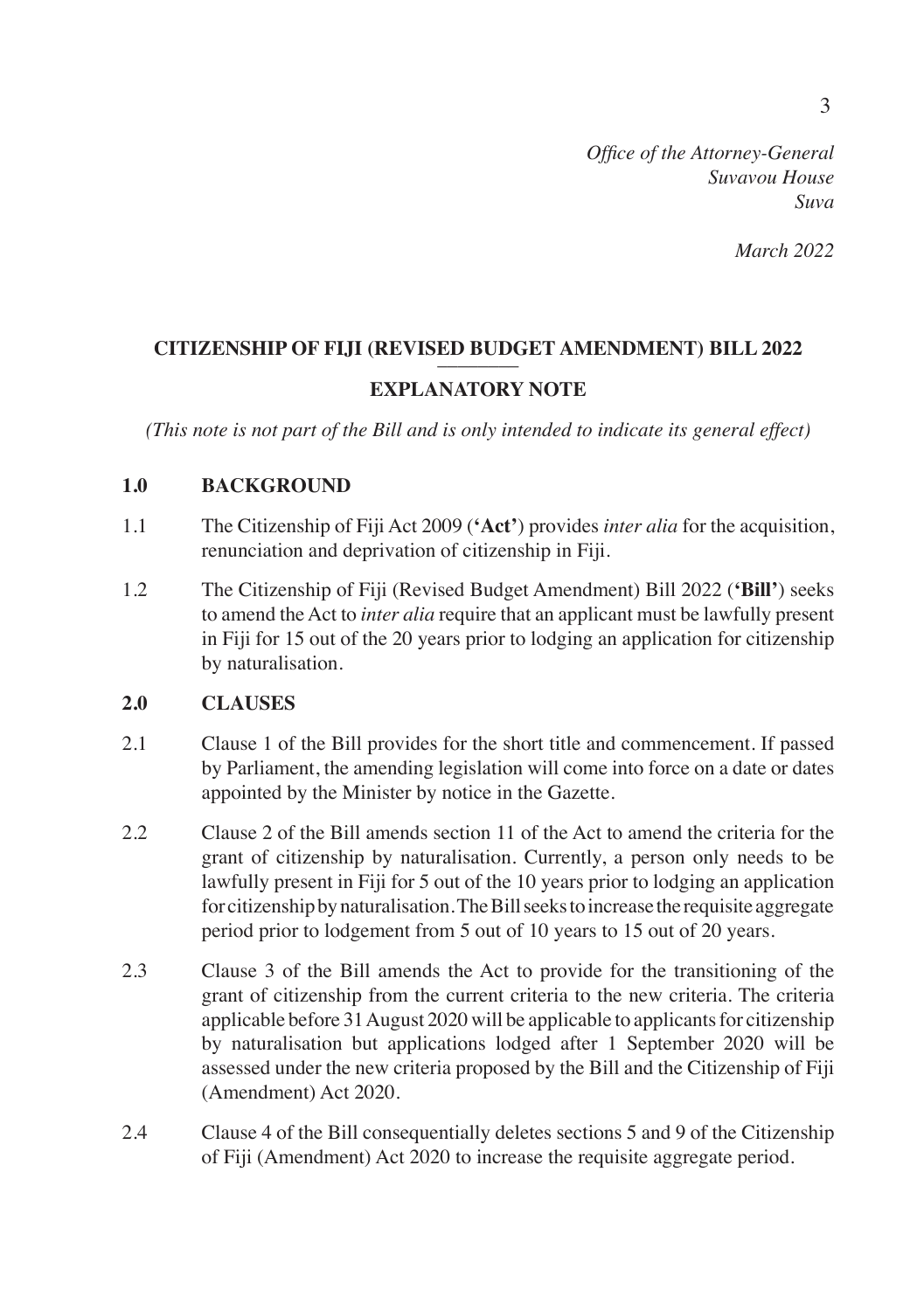*Office of the Attorney-General*
*Suvavou House*
*Suva*

*March 2022*

## CITIZENSHIP OF FIJI (REVISED BUDGET AMENDMENT) BILL 2022

## EXPLANATORY NOTE

*(This note is not part of the Bill and is only intended to indicate its general effect)*

### 1.0 BACKGROUND

1.1 The Citizenship of Fiji Act 2009 (**'Act'**) provides *inter alia* for the acquisition, renunciation and deprivation of citizenship in Fiji.

1.2 The Citizenship of Fiji (Revised Budget Amendment) Bill 2022 (**'Bill'**) seeks to amend the Act to *inter alia* require that an applicant must be lawfully present in Fiji for 15 out of the 20 years prior to lodging an application for citizenship by naturalisation.

### 2.0 CLAUSES

2.1 Clause 1 of the Bill provides for the short title and commencement. If passed by Parliament, the amending legislation will come into force on a date or dates appointed by the Minister by notice in the Gazette.

2.2 Clause 2 of the Bill amends section 11 of the Act to amend the criteria for the grant of citizenship by naturalisation. Currently, a person only needs to be lawfully present in Fiji for 5 out of the 10 years prior to lodging an application for citizenship by naturalisation. The Bill seeks to increase the requisite aggregate period prior to lodgement from 5 out of 10 years to 15 out of 20 years.

2.3 Clause 3 of the Bill amends the Act to provide for the transitioning of the grant of citizenship from the current criteria to the new criteria. The criteria applicable before 31 August 2020 will be applicable to applicants for citizenship by naturalisation but applications lodged after 1 September 2020 will be assessed under the new criteria proposed by the Bill and the Citizenship of Fiji (Amendment) Act 2020.

2.4 Clause 4 of the Bill consequentially deletes sections 5 and 9 of the Citizenship of Fiji (Amendment) Act 2020 to increase the requisite aggregate period.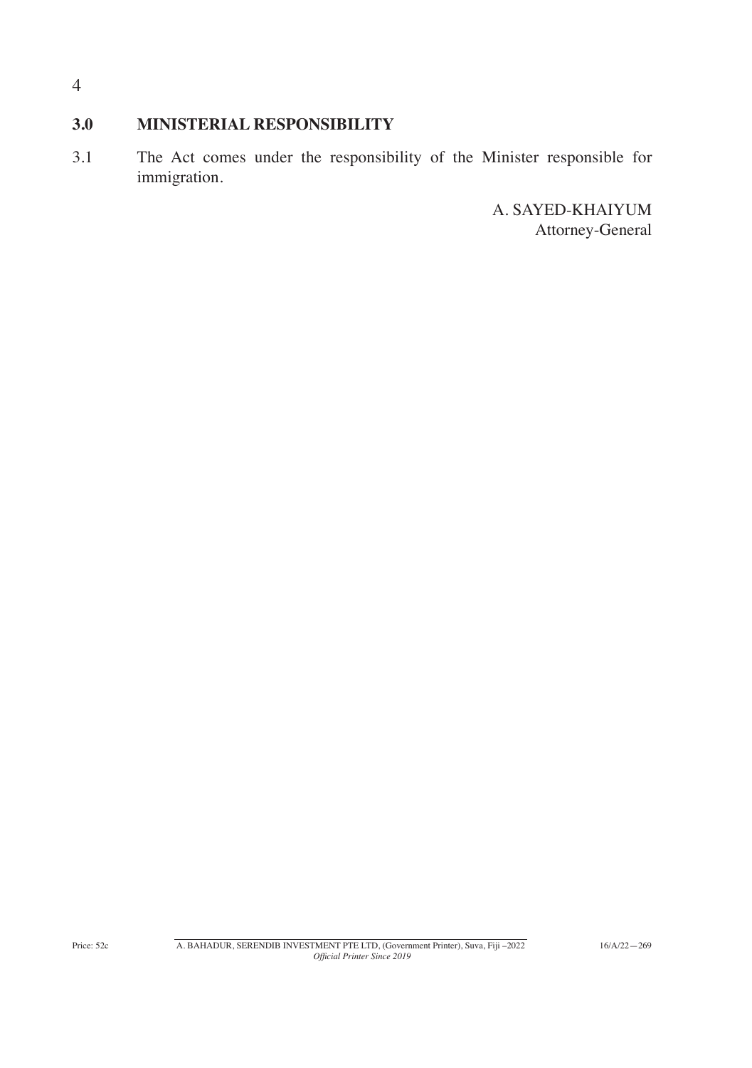## 3.0 MINISTERIAL RESPONSIBILITY

3.1 The Act comes under the responsibility of the Minister responsible for immigration.

A. SAYED-KHAIYUM
Attorney-General